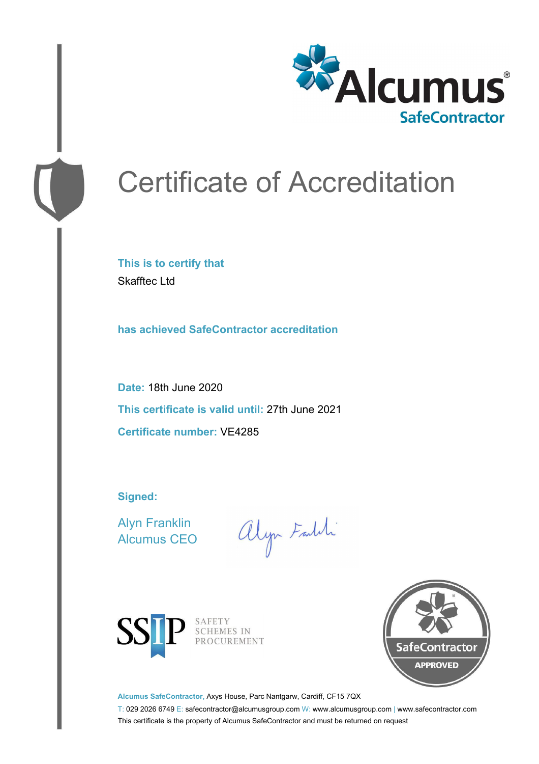Alcumus®
SafeContractor

# Certificate of Accreditation

**This is to certify that**
Skafftec Ltd

**has achieved SafeContractor accreditation**

**Date:** 18th June 2020

**This certificate is valid until:** 27th June 2021

**Certificate number:** VE4285

**Signed:**

Alyn Franklin
Alcumus CEO

SSIP SAFETY SCHEMES IN PROCUREMENT

SafeContractor APPROVED

**Alcumus SafeContractor,** Axys House, Parc Nantgarw, Cardiff, CF15 7QX

T: 029 2026 6749 E: safecontractor@alcumusgroup.com W: www.alcumusgroup.com | www.safecontractor.com

This certificate is the property of Alcumus SafeContractor and must be returned on request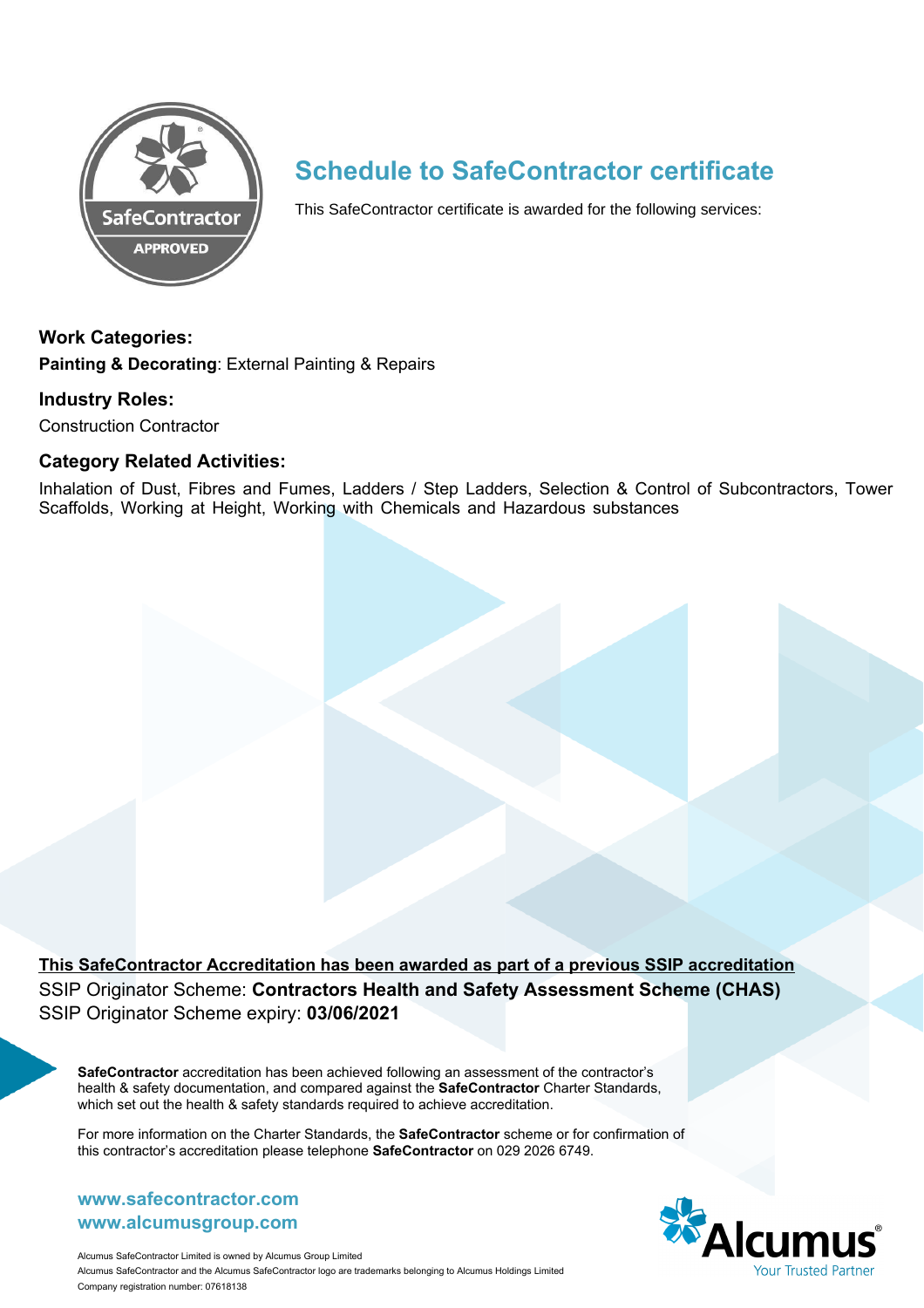# Schedule to SafeContractor certificate

This SafeContractor certificate is awarded for the following services:

### Work Categories:

**Painting & Decorating**: External Painting & Repairs

### Industry Roles:

Construction Contractor

### Category Related Activities:

Inhalation of Dust, Fibres and Fumes, Ladders / Step Ladders, Selection & Control of Subcontractors, Tower Scaffolds, Working at Height, Working with Chemicals and Hazardous substances

**This SafeContractor Accreditation has been awarded as part of a previous SSIP accreditation**

SSIP Originator Scheme: **Contractors Health and Safety Assessment Scheme (CHAS)**

SSIP Originator Scheme expiry: **03/06/2021**

**SafeContractor** accreditation has been achieved following an assessment of the contractor's health & safety documentation, and compared against the **SafeContractor** Charter Standards, which set out the health & safety standards required to achieve accreditation.

For more information on the Charter Standards, the **SafeContractor** scheme or for confirmation of this contractor's accreditation please telephone **SafeContractor** on 029 2026 6749.

**www.safecontractor.com**
**www.alcumusgroup.com**

Alcumus SafeContractor Limited is owned by Alcumus Group Limited
Alcumus SafeContractor and the Alcumus SafeContractor logo are trademarks belonging to Alcumus Holdings Limited
Company registration number: 07618138

Alcumus®
Your Trusted Partner